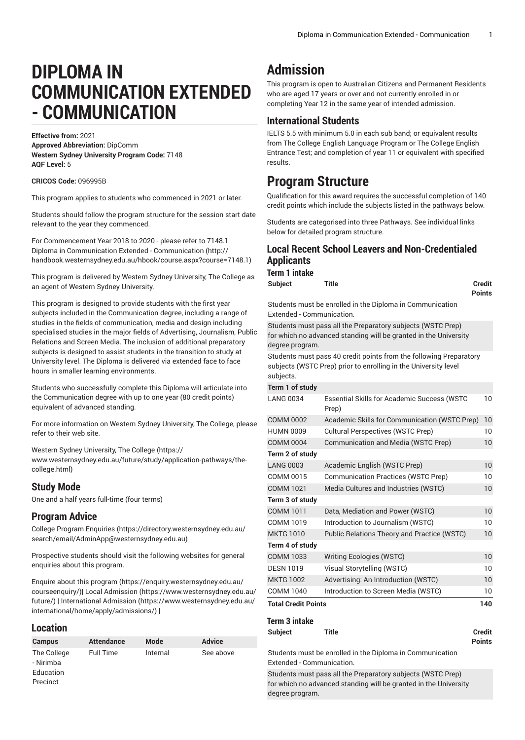# DIPLOMA IN COMMUNICATION EXTENDED - COMMUNICATION

**Effective from:** 2021
**Approved Abbreviation:** DipComm
**Western Sydney University Program Code:** 7148
**AQF Level:** 5

**CRICOS Code:** 096995B

This program applies to students who commenced in 2021 or later.

Students should follow the program structure for the session start date relevant to the year they commenced.

For Commencement Year 2018 to 2020 - please refer to 7148.1 Diploma in Communication Extended - Communication (http://handbook.westernsydney.edu.au/hbook/course.aspx?course=7148.1)

This program is delivered by Western Sydney University, The College as an agent of Western Sydney University.

This program is designed to provide students with the first year subjects included in the Communication degree, including a range of studies in the fields of communication, media and design including specialised studies in the major fields of Advertising, Journalism, Public Relations and Screen Media. The inclusion of additional preparatory subjects is designed to assist students in the transition to study at University level. The Diploma is delivered via extended face to face hours in smaller learning environments.

Students who successfully complete this Diploma will articulate into the Communication degree with up to one year (80 credit points) equivalent of advanced standing.

For more information on Western Sydney University, The College, please refer to their web site.

Western Sydney University, The College (https://www.westernsydney.edu.au/future/study/application-pathways/the-college.html)

## Study Mode

One and a half years full-time (four terms)

## Program Advice

College Program Enquiries (https://directory.westernsydney.edu.au/search/email/AdminApp@westernsydney.edu.au)

Prospective students should visit the following websites for general enquiries about this program.

Enquire about this program (https://enquiry.westernsydney.edu.au/courseenquiry/)| Local Admission (https://www.westernsydney.edu.au/future/) | International Admission (https://www.westernsydney.edu.au/international/home/apply/admissions/) |

## Location

| Campus | Attendance | Mode | Advice |
|---|---|---|---|
| The College - Nirimba Education Precinct | Full Time | Internal | See above |

# Admission

This program is open to Australian Citizens and Permanent Residents who are aged 17 years or over and not currently enrolled in or completing Year 12 in the same year of intended admission.

## International Students

IELTS 5.5 with minimum 5.0 in each sub band; or equivalent results from The College English Language Program or The College English Entrance Test; and completion of year 11 or equivalent with specified results.

# Program Structure

Qualification for this award requires the successful completion of 140 credit points which include the subjects listed in the pathways below.

Students are categorised into three Pathways. See individual links below for detailed program structure.

## Local Recent School Leavers and Non-Credentialed Applicants

### Term 1 intake

| Subject | Title | Credit Points |
|---|---|---|
| Students must be enrolled in the Diploma in Communication Extended - Communication. | | |
| Students must pass all the Preparatory subjects (WSTC Prep) for which no advanced standing will be granted in the University degree program. | | |
| Students must pass 40 credit points from the following Preparatory subjects (WSTC Prep) prior to enrolling in the University level subjects. | | |
| **Term 1 of study** | | |
| LANG 0034 | Essential Skills for Academic Success (WSTC Prep) | 10 |
| COMM 0002 | Academic Skills for Communication (WSTC Prep) | 10 |
| HUMN 0009 | Cultural Perspectives (WSTC Prep) | 10 |
| COMM 0004 | Communication and Media (WSTC Prep) | 10 |
| **Term 2 of study** | | |
| LANG 0003 | Academic English (WSTC Prep) | 10 |
| COMM 0015 | Communication Practices (WSTC Prep) | 10 |
| COMM 1021 | Media Cultures and Industries (WSTC) | 10 |
| **Term 3 of study** | | |
| COMM 1011 | Data, Mediation and Power (WSTC) | 10 |
| COMM 1019 | Introduction to Journalism (WSTC) | 10 |
| MKTG 1010 | Public Relations Theory and Practice (WSTC) | 10 |
| **Term 4 of study** | | |
| COMM 1033 | Writing Ecologies (WSTC) | 10 |
| DESN 1019 | Visual Storytelling (WSTC) | 10 |
| MKTG 1002 | Advertising: An Introduction (WSTC) | 10 |
| COMM 1040 | Introduction to Screen Media (WSTC) | 10 |
| **Total Credit Points** | | **140** |

### Term 3 intake

| Subject | Title | Credit Points |
|---|---|---|
| Students must be enrolled in the Diploma in Communication Extended - Communication. | | |
| Students must pass all the Preparatory subjects (WSTC Prep) for which no advanced standing will be granted in the University degree program. | | |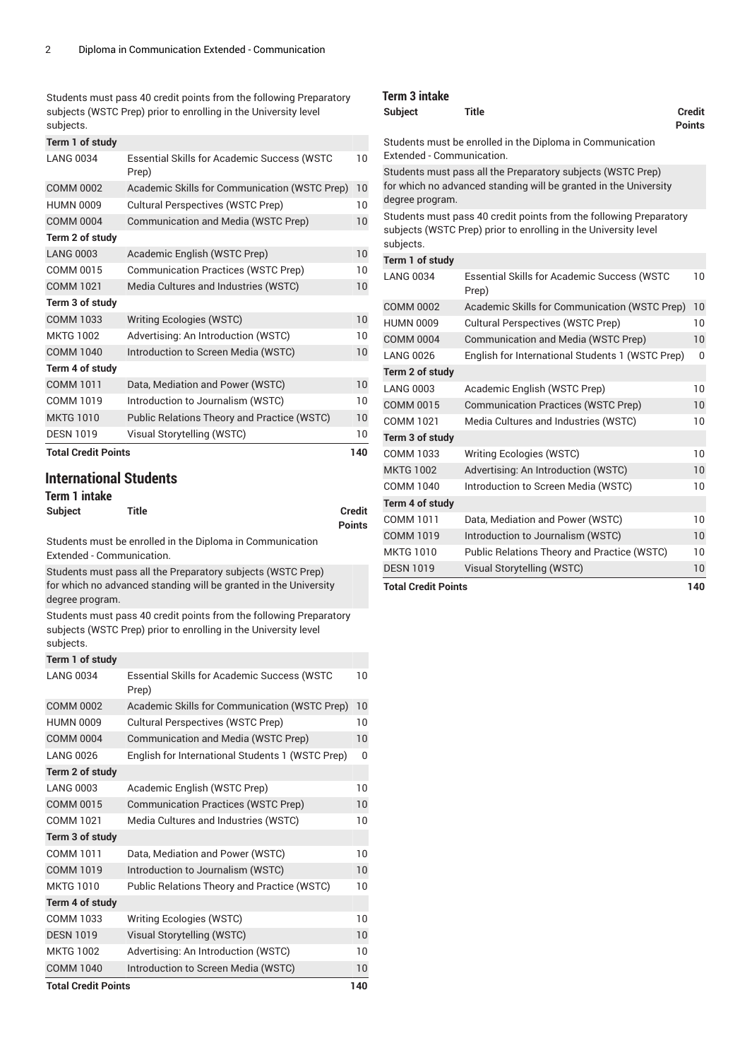Students must pass 40 credit points from the following Preparatory subjects (WSTC Prep) prior to enrolling in the University level subjects.

| | | |
|---|---|---|
| **Term 1 of study** | | |
| LANG 0034 | Essential Skills for Academic Success (WSTC Prep) | 10 |
| COMM 0002 | Academic Skills for Communication (WSTC Prep) | 10 |
| HUMN 0009 | Cultural Perspectives (WSTC Prep) | 10 |
| COMM 0004 | Communication and Media (WSTC Prep) | 10 |
| **Term 2 of study** | | |
| LANG 0003 | Academic English (WSTC Prep) | 10 |
| COMM 0015 | Communication Practices (WSTC Prep) | 10 |
| COMM 1021 | Media Cultures and Industries (WSTC) | 10 |
| **Term 3 of study** | | |
| COMM 1033 | Writing Ecologies (WSTC) | 10 |
| MKTG 1002 | Advertising: An Introduction (WSTC) | 10 |
| COMM 1040 | Introduction to Screen Media (WSTC) | 10 |
| **Term 4 of study** | | |
| COMM 1011 | Data, Mediation and Power (WSTC) | 10 |
| COMM 1019 | Introduction to Journalism (WSTC) | 10 |
| MKTG 1010 | Public Relations Theory and Practice (WSTC) | 10 |
| DESN 1019 | Visual Storytelling (WSTC) | 10 |
| **Total Credit Points** | | **140** |

## International Students

### Term 1 intake

| Subject | Title | Credit Points |
|---|---|---|
| Students must be enrolled in the Diploma in Communication Extended - Communication. | | |
| Students must pass all the Preparatory subjects (WSTC Prep) for which no advanced standing will be granted in the University degree program. | | |
| Students must pass 40 credit points from the following Preparatory subjects (WSTC Prep) prior to enrolling in the University level subjects. | | |
| **Term 1 of study** | | |
| LANG 0034 | Essential Skills for Academic Success (WSTC Prep) | 10 |
| COMM 0002 | Academic Skills for Communication (WSTC Prep) | 10 |
| HUMN 0009 | Cultural Perspectives (WSTC Prep) | 10 |
| COMM 0004 | Communication and Media (WSTC Prep) | 10 |
| LANG 0026 | English for International Students 1 (WSTC Prep) | 0 |
| **Term 2 of study** | | |
| LANG 0003 | Academic English (WSTC Prep) | 10 |
| COMM 0015 | Communication Practices (WSTC Prep) | 10 |
| COMM 1021 | Media Cultures and Industries (WSTC) | 10 |
| **Term 3 of study** | | |
| COMM 1011 | Data, Mediation and Power (WSTC) | 10 |
| COMM 1019 | Introduction to Journalism (WSTC) | 10 |
| MKTG 1010 | Public Relations Theory and Practice (WSTC) | 10 |
| **Term 4 of study** | | |
| COMM 1033 | Writing Ecologies (WSTC) | 10 |
| DESN 1019 | Visual Storytelling (WSTC) | 10 |
| MKTG 1002 | Advertising: An Introduction (WSTC) | 10 |
| COMM 1040 | Introduction to Screen Media (WSTC) | 10 |
| **Total Credit Points** | | **140** |

### Term 3 intake

| Subject | Title | Credit Points |
|---|---|---|
| Students must be enrolled in the Diploma in Communication Extended - Communication. | | |
| Students must pass all the Preparatory subjects (WSTC Prep) for which no advanced standing will be granted in the University degree program. | | |
| Students must pass 40 credit points from the following Preparatory subjects (WSTC Prep) prior to enrolling in the University level subjects. | | |
| **Term 1 of study** | | |
| LANG 0034 | Essential Skills for Academic Success (WSTC Prep) | 10 |
| COMM 0002 | Academic Skills for Communication (WSTC Prep) | 10 |
| HUMN 0009 | Cultural Perspectives (WSTC Prep) | 10 |
| COMM 0004 | Communication and Media (WSTC Prep) | 10 |
| LANG 0026 | English for International Students 1 (WSTC Prep) | 0 |
| **Term 2 of study** | | |
| LANG 0003 | Academic English (WSTC Prep) | 10 |
| COMM 0015 | Communication Practices (WSTC Prep) | 10 |
| COMM 1021 | Media Cultures and Industries (WSTC) | 10 |
| **Term 3 of study** | | |
| COMM 1033 | Writing Ecologies (WSTC) | 10 |
| MKTG 1002 | Advertising: An Introduction (WSTC) | 10 |
| COMM 1040 | Introduction to Screen Media (WSTC) | 10 |
| **Term 4 of study** | | |
| COMM 1011 | Data, Mediation and Power (WSTC) | 10 |
| COMM 1019 | Introduction to Journalism (WSTC) | 10 |
| MKTG 1010 | Public Relations Theory and Practice (WSTC) | 10 |
| DESN 1019 | Visual Storytelling (WSTC) | 10 |
| **Total Credit Points** | | **140** |